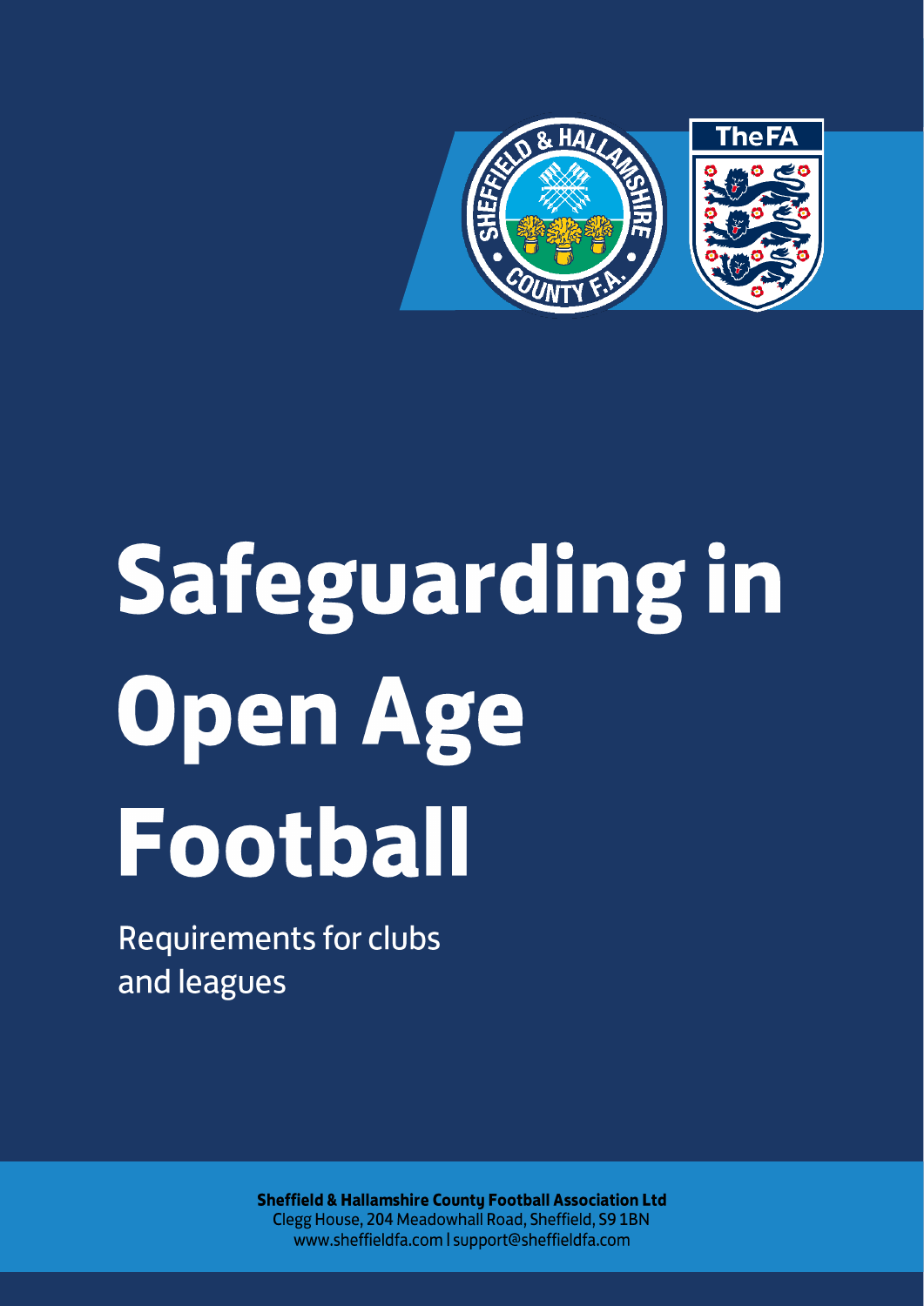# Safeguarding in Open Age Football

Requirements for clubs and leagues

**Sheffield & Hallamshire County Football Association Ltd**
Clegg House, 204 Meadowhall Road, Sheffield, S9 1BN
www.sheffieldfa.com | support@sheffieldfa.com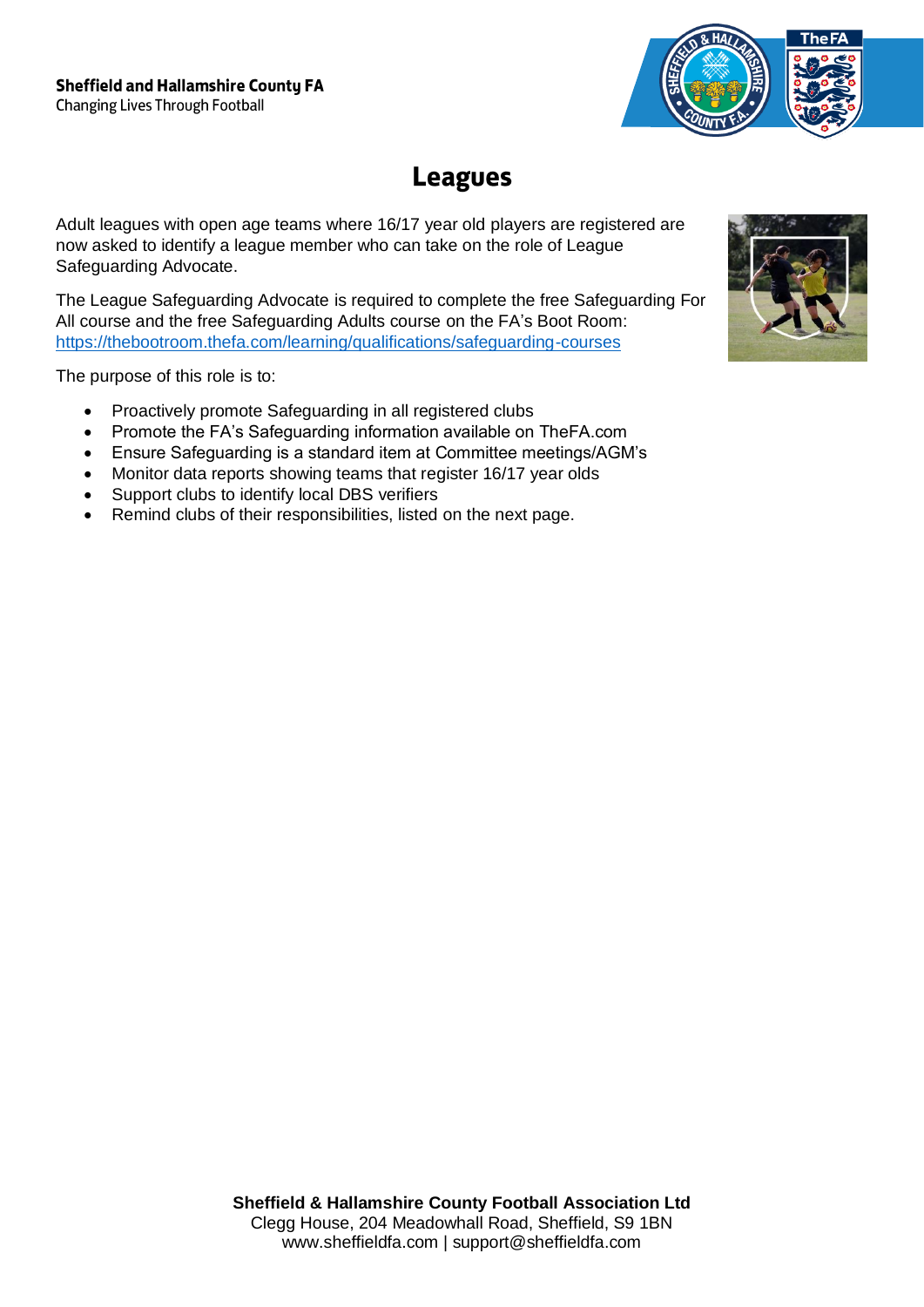# Leagues

Adult leagues with open age teams where 16/17 year old players are registered are now asked to identify a league member who can take on the role of League Safeguarding Advocate.

The League Safeguarding Advocate is required to complete the free Safeguarding For All course and the free Safeguarding Adults course on the FA's Boot Room: https://thebootroom.thefa.com/learning/qualifications/safeguarding-courses

The purpose of this role is to:

- Proactively promote Safeguarding in all registered clubs
- Promote the FA's Safeguarding information available on TheFA.com
- Ensure Safeguarding is a standard item at Committee meetings/AGM's
- Monitor data reports showing teams that register 16/17 year olds
- Support clubs to identify local DBS verifiers
- Remind clubs of their responsibilities, listed on the next page.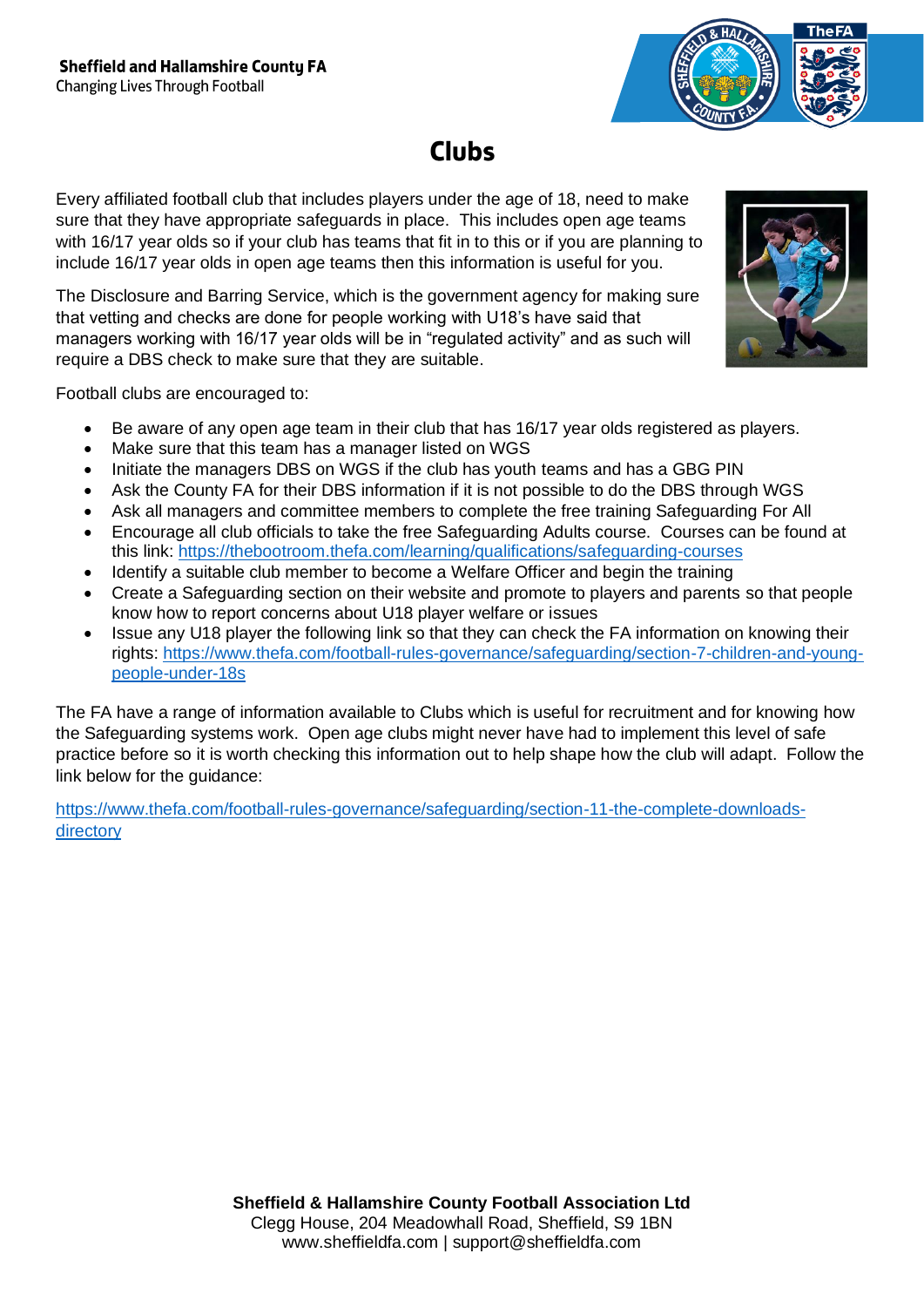Sheffield and Hallamshire County FA
Changing Lives Through Football

# Clubs

Every affiliated football club that includes players under the age of 18, need to make sure that they have appropriate safeguards in place. This includes open age teams with 16/17 year olds so if your club has teams that fit in to this or if you are planning to include 16/17 year olds in open age teams then this information is useful for you.

The Disclosure and Barring Service, which is the government agency for making sure that vetting and checks are done for people working with U18's have said that managers working with 16/17 year olds will be in "regulated activity" and as such will require a DBS check to make sure that they are suitable.

Football clubs are encouraged to:

- Be aware of any open age team in their club that has 16/17 year olds registered as players.
- Make sure that this team has a manager listed on WGS
- Initiate the managers DBS on WGS if the club has youth teams and has a GBG PIN
- Ask the County FA for their DBS information if it is not possible to do the DBS through WGS
- Ask all managers and committee members to complete the free training Safeguarding For All
- Encourage all club officials to take the free Safeguarding Adults course. Courses can be found at this link: https://thebootroom.thefa.com/learning/qualifications/safeguarding-courses
- Identify a suitable club member to become a Welfare Officer and begin the training
- Create a Safeguarding section on their website and promote to players and parents so that people know how to report concerns about U18 player welfare or issues
- Issue any U18 player the following link so that they can check the FA information on knowing their rights: https://www.thefa.com/football-rules-governance/safeguarding/section-7-children-and-young-people-under-18s

The FA have a range of information available to Clubs which is useful for recruitment and for knowing how the Safeguarding systems work. Open age clubs might never have had to implement this level of safe practice before so it is worth checking this information out to help shape how the club will adapt. Follow the link below for the guidance:

https://www.thefa.com/football-rules-governance/safeguarding/section-11-the-complete-downloads-directory

**Sheffield & Hallamshire County Football Association Ltd**
Clegg House, 204 Meadowhall Road, Sheffield, S9 1BN
www.sheffieldfa.com | support@sheffieldfa.com